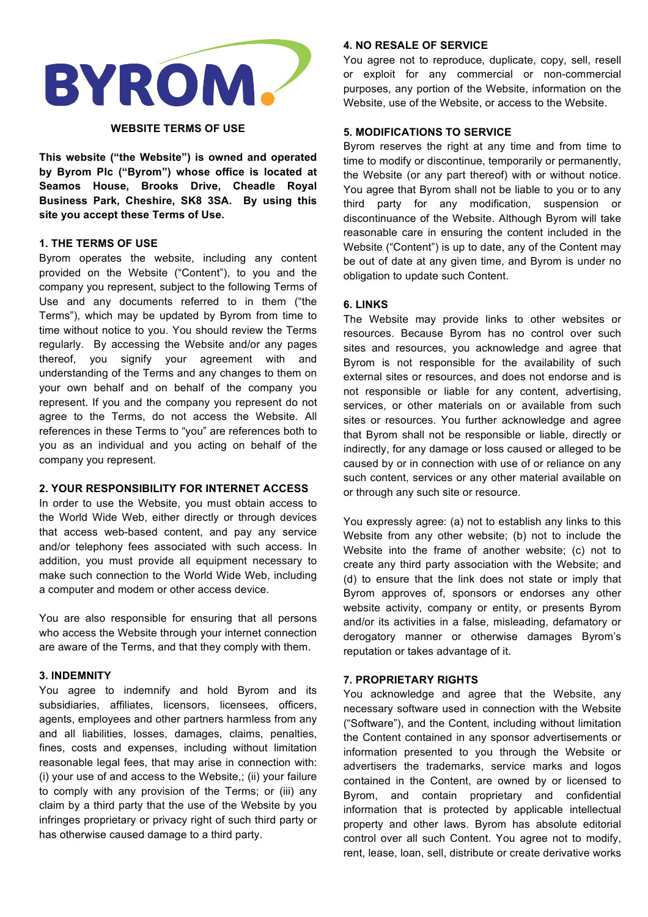BYROM

## WEBSITE TERMS OF USE

**This website ("the Website") is owned and operated by Byrom Plc ("Byrom") whose office is located at Seamos House, Brooks Drive, Cheadle Royal Business Park, Cheshire, SK8 3SA. By using this site you accept these Terms of Use.**

### 1. THE TERMS OF USE

Byrom operates the website, including any content provided on the Website ("Content"), to you and the company you represent, subject to the following Terms of Use and any documents referred to in them ("the Terms"), which may be updated by Byrom from time to time without notice to you. You should review the Terms regularly. By accessing the Website and/or any pages thereof, you signify your agreement with and understanding of the Terms and any changes to them on your own behalf and on behalf of the company you represent. If you and the company you represent do not agree to the Terms, do not access the Website. All references in these Terms to "you" are references both to you as an individual and you acting on behalf of the company you represent.

### 2. YOUR RESPONSIBILITY FOR INTERNET ACCESS

In order to use the Website, you must obtain access to the World Wide Web, either directly or through devices that access web-based content, and pay any service and/or telephony fees associated with such access. In addition, you must provide all equipment necessary to make such connection to the World Wide Web, including a computer and modem or other access device.

You are also responsible for ensuring that all persons who access the Website through your internet connection are aware of the Terms, and that they comply with them.

### 3. INDEMNITY

You agree to indemnify and hold Byrom and its subsidiaries, affiliates, licensors, licensees, officers, agents, employees and other partners harmless from any and all liabilities, losses, damages, claims, penalties, fines, costs and expenses, including without limitation reasonable legal fees, that may arise in connection with: (i) your use of and access to the Website,; (ii) your failure to comply with any provision of the Terms; or (iii) any claim by a third party that the use of the Website by you infringes proprietary or privacy right of such third party or has otherwise caused damage to a third party.

### 4. NO RESALE OF SERVICE

You agree not to reproduce, duplicate, copy, sell, resell or exploit for any commercial or non-commercial purposes, any portion of the Website, information on the Website, use of the Website, or access to the Website.

### 5. MODIFICATIONS TO SERVICE

Byrom reserves the right at any time and from time to time to modify or discontinue, temporarily or permanently, the Website (or any part thereof) with or without notice. You agree that Byrom shall not be liable to you or to any third party for any modification, suspension or discontinuance of the Website. Although Byrom will take reasonable care in ensuring the content included in the Website ("Content") is up to date, any of the Content may be out of date at any given time, and Byrom is under no obligation to update such Content.

### 6. LINKS

The Website may provide links to other websites or resources. Because Byrom has no control over such sites and resources, you acknowledge and agree that Byrom is not responsible for the availability of such external sites or resources, and does not endorse and is not responsible or liable for any content, advertising, services, or other materials on or available from such sites or resources. You further acknowledge and agree that Byrom shall not be responsible or liable, directly or indirectly, for any damage or loss caused or alleged to be caused by or in connection with use of or reliance on any such content, services or any other material available on or through any such site or resource.

You expressly agree: (a) not to establish any links to this Website from any other website; (b) not to include the Website into the frame of another website; (c) not to create any third party association with the Website; and (d) to ensure that the link does not state or imply that Byrom approves of, sponsors or endorses any other website activity, company or entity, or presents Byrom and/or its activities in a false, misleading, defamatory or derogatory manner or otherwise damages Byrom's reputation or takes advantage of it.

### 7. PROPRIETARY RIGHTS

You acknowledge and agree that the Website, any necessary software used in connection with the Website ("Software"), and the Content, including without limitation the Content contained in any sponsor advertisements or information presented to you through the Website or advertisers the trademarks, service marks and logos contained in the Content, are owned by or licensed to Byrom, and contain proprietary and confidential information that is protected by applicable intellectual property and other laws. Byrom has absolute editorial control over all such Content. You agree not to modify, rent, lease, loan, sell, distribute or create derivative works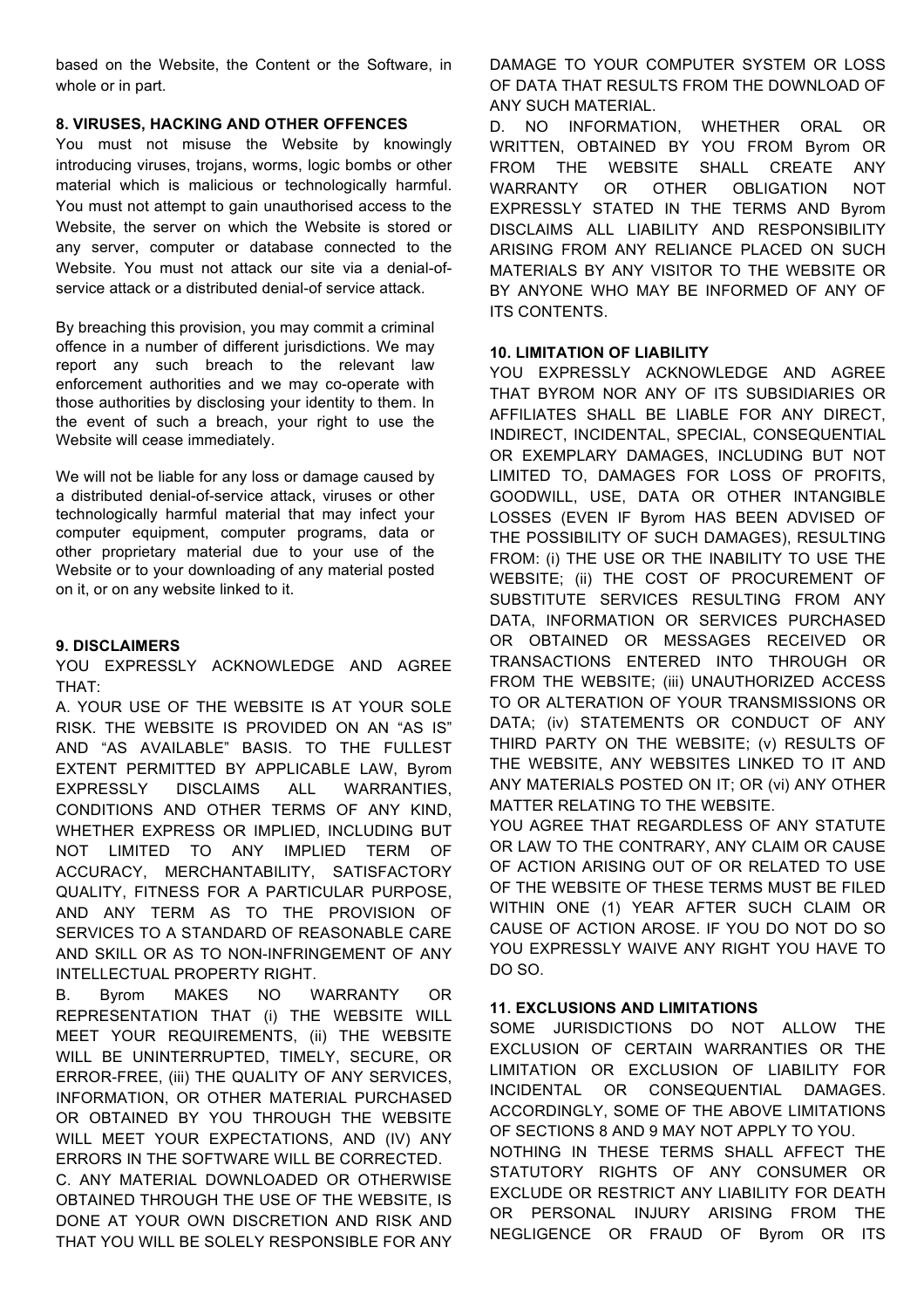based on the Website, the Content or the Software, in whole or in part.

**8. VIRUSES, HACKING AND OTHER OFFENCES**

You must not misuse the Website by knowingly introducing viruses, trojans, worms, logic bombs or other material which is malicious or technologically harmful. You must not attempt to gain unauthorised access to the Website, the server on which the Website is stored or any server, computer or database connected to the Website. You must not attack our site via a denial-of-service attack or a distributed denial-of service attack.

By breaching this provision, you may commit a criminal offence in a number of different jurisdictions. We may report any such breach to the relevant law enforcement authorities and we may co-operate with those authorities by disclosing your identity to them. In the event of such a breach, your right to use the Website will cease immediately.

We will not be liable for any loss or damage caused by a distributed denial-of-service attack, viruses or other technologically harmful material that may infect your computer equipment, computer programs, data or other proprietary material due to your use of the Website or to your downloading of any material posted on it, or on any website linked to it.

**9. DISCLAIMERS**

YOU EXPRESSLY ACKNOWLEDGE AND AGREE THAT:

A. YOUR USE OF THE WEBSITE IS AT YOUR SOLE RISK. THE WEBSITE IS PROVIDED ON AN “AS IS” AND “AS AVAILABLE” BASIS. TO THE FULLEST EXTENT PERMITTED BY APPLICABLE LAW, Byrom EXPRESSLY DISCLAIMS ALL WARRANTIES, CONDITIONS AND OTHER TERMS OF ANY KIND, WHETHER EXPRESS OR IMPLIED, INCLUDING BUT NOT LIMITED TO ANY IMPLIED TERM OF ACCURACY, MERCHANTABILITY, SATISFACTORY QUALITY, FITNESS FOR A PARTICULAR PURPOSE, AND ANY TERM AS TO THE PROVISION OF SERVICES TO A STANDARD OF REASONABLE CARE AND SKILL OR AS TO NON-INFRINGEMENT OF ANY INTELLECTUAL PROPERTY RIGHT.

B. Byrom MAKES NO WARRANTY OR REPRESENTATION THAT (i) THE WEBSITE WILL MEET YOUR REQUIREMENTS, (ii) THE WEBSITE WILL BE UNINTERRUPTED, TIMELY, SECURE, OR ERROR-FREE, (iii) THE QUALITY OF ANY SERVICES, INFORMATION, OR OTHER MATERIAL PURCHASED OR OBTAINED BY YOU THROUGH THE WEBSITE WILL MEET YOUR EXPECTATIONS, AND (IV) ANY ERRORS IN THE SOFTWARE WILL BE CORRECTED.

C. ANY MATERIAL DOWNLOADED OR OTHERWISE OBTAINED THROUGH THE USE OF THE WEBSITE, IS DONE AT YOUR OWN DISCRETION AND RISK AND THAT YOU WILL BE SOLELY RESPONSIBLE FOR ANY DAMAGE TO YOUR COMPUTER SYSTEM OR LOSS OF DATA THAT RESULTS FROM THE DOWNLOAD OF ANY SUCH MATERIAL.

D. NO INFORMATION, WHETHER ORAL OR WRITTEN, OBTAINED BY YOU FROM Byrom OR FROM THE WEBSITE SHALL CREATE ANY WARRANTY OR OTHER OBLIGATION NOT EXPRESSLY STATED IN THE TERMS AND Byrom DISCLAIMS ALL LIABILITY AND RESPONSIBILITY ARISING FROM ANY RELIANCE PLACED ON SUCH MATERIALS BY ANY VISITOR TO THE WEBSITE OR BY ANYONE WHO MAY BE INFORMED OF ANY OF ITS CONTENTS.

**10. LIMITATION OF LIABILITY**

YOU EXPRESSLY ACKNOWLEDGE AND AGREE THAT BYROM NOR ANY OF ITS SUBSIDIARIES OR AFFILIATES SHALL BE LIABLE FOR ANY DIRECT, INDIRECT, INCIDENTAL, SPECIAL, CONSEQUENTIAL OR EXEMPLARY DAMAGES, INCLUDING BUT NOT LIMITED TO, DAMAGES FOR LOSS OF PROFITS, GOODWILL, USE, DATA OR OTHER INTANGIBLE LOSSES (EVEN IF Byrom HAS BEEN ADVISED OF THE POSSIBILITY OF SUCH DAMAGES), RESULTING FROM: (i) THE USE OR THE INABILITY TO USE THE WEBSITE; (ii) THE COST OF PROCUREMENT OF SUBSTITUTE SERVICES RESULTING FROM ANY DATA, INFORMATION OR SERVICES PURCHASED OR OBTAINED OR MESSAGES RECEIVED OR TRANSACTIONS ENTERED INTO THROUGH OR FROM THE WEBSITE; (iii) UNAUTHORIZED ACCESS TO OR ALTERATION OF YOUR TRANSMISSIONS OR DATA; (iv) STATEMENTS OR CONDUCT OF ANY THIRD PARTY ON THE WEBSITE; (v) RESULTS OF THE WEBSITE, ANY WEBSITES LINKED TO IT AND ANY MATERIALS POSTED ON IT; OR (vi) ANY OTHER MATTER RELATING TO THE WEBSITE.

YOU AGREE THAT REGARDLESS OF ANY STATUTE OR LAW TO THE CONTRARY, ANY CLAIM OR CAUSE OF ACTION ARISING OUT OF OR RELATED TO USE OF THE WEBSITE OF THESE TERMS MUST BE FILED WITHIN ONE (1) YEAR AFTER SUCH CLAIM OR CAUSE OF ACTION AROSE. IF YOU DO NOT DO SO YOU EXPRESSLY WAIVE ANY RIGHT YOU HAVE TO DO SO.

**11. EXCLUSIONS AND LIMITATIONS**

SOME JURISDICTIONS DO NOT ALLOW THE EXCLUSION OF CERTAIN WARRANTIES OR THE LIMITATION OR EXCLUSION OF LIABILITY FOR INCIDENTAL OR CONSEQUENTIAL DAMAGES. ACCORDINGLY, SOME OF THE ABOVE LIMITATIONS OF SECTIONS 8 AND 9 MAY NOT APPLY TO YOU.

NOTHING IN THESE TERMS SHALL AFFECT THE STATUTORY RIGHTS OF ANY CONSUMER OR EXCLUDE OR RESTRICT ANY LIABILITY FOR DEATH OR PERSONAL INJURY ARISING FROM THE NEGLIGENCE OR FRAUD OF Byrom OR ITS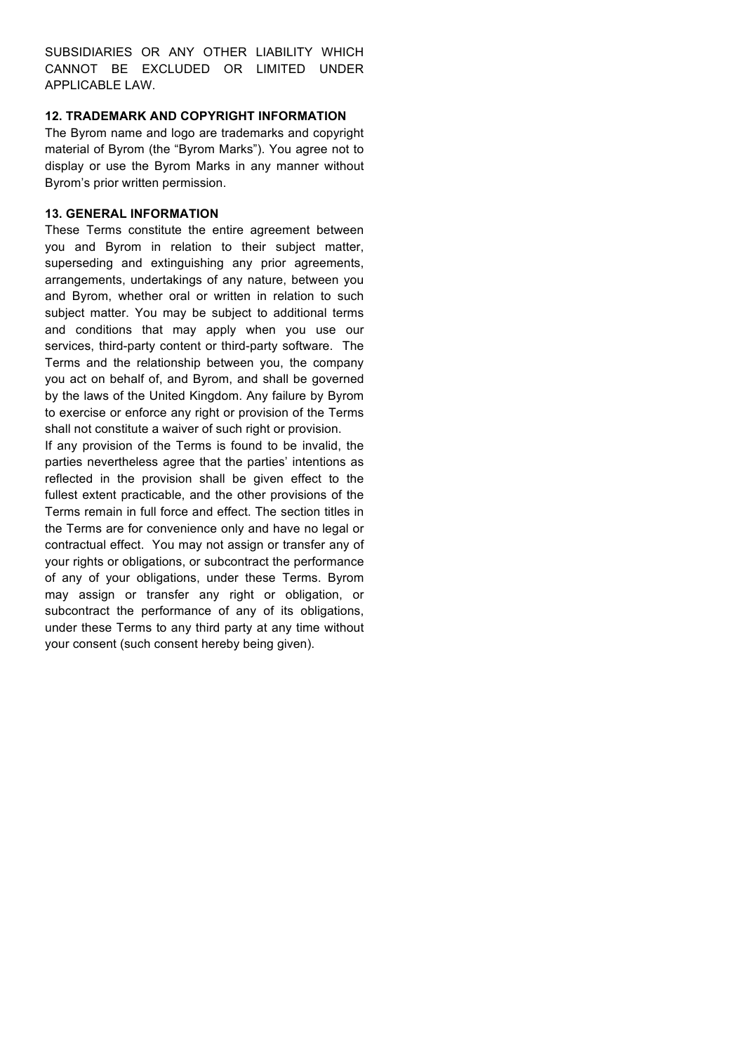SUBSIDIARIES OR ANY OTHER LIABILITY WHICH CANNOT BE EXCLUDED OR LIMITED UNDER APPLICABLE LAW.

**12. TRADEMARK AND COPYRIGHT INFORMATION**

The Byrom name and logo are trademarks and copyright material of Byrom (the "Byrom Marks"). You agree not to display or use the Byrom Marks in any manner without Byrom's prior written permission.

**13. GENERAL INFORMATION**

These Terms constitute the entire agreement between you and Byrom in relation to their subject matter, superseding and extinguishing any prior agreements, arrangements, undertakings of any nature, between you and Byrom, whether oral or written in relation to such subject matter. You may be subject to additional terms and conditions that may apply when you use our services, third-party content or third-party software. The Terms and the relationship between you, the company you act on behalf of, and Byrom, and shall be governed by the laws of the United Kingdom. Any failure by Byrom to exercise or enforce any right or provision of the Terms shall not constitute a waiver of such right or provision.

If any provision of the Terms is found to be invalid, the parties nevertheless agree that the parties' intentions as reflected in the provision shall be given effect to the fullest extent practicable, and the other provisions of the Terms remain in full force and effect. The section titles in the Terms are for convenience only and have no legal or contractual effect. You may not assign or transfer any of your rights or obligations, or subcontract the performance of any of your obligations, under these Terms. Byrom may assign or transfer any right or obligation, or subcontract the performance of any of its obligations, under these Terms to any third party at any time without your consent (such consent hereby being given).